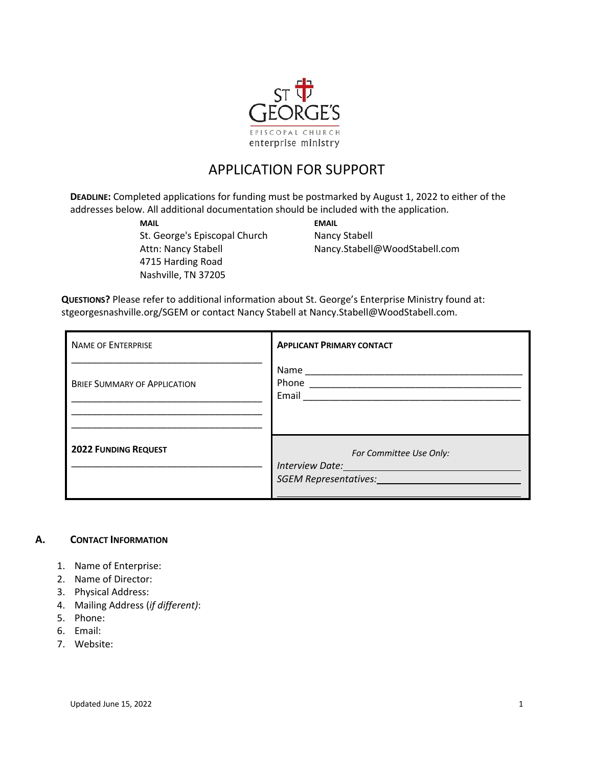ST GEORGE'S

EPISCOPAL CHURCH

enterprise ministry

# APPLICATION FOR SUPPORT

**DEADLINE:** Completed applications for funding must be postmarked by August 1, 2022 to either of the addresses below. All additional documentation should be included with the application.

| **MAIL** | **EMAIL** |
|---|---|
| St. George's Episcopal Church | Nancy Stabell |
| Attn: Nancy Stabell | Nancy.Stabell@WoodStabell.com |
| 4715 Harding Road | |
| Nashville, TN 37205 | |

**QUESTIONS?** Please refer to additional information about St. George's Enterprise Ministry found at: stgeorgesnashville.org/SGEM or contact Nancy Stabell at Nancy.Stabell@WoodStabell.com.

| NAME OF ENTERPRISE<br>____________________________________<br>BRIEF SUMMARY OF APPLICATION<br>____________________________________<br>____________________________________<br>____________________________________ | **APPLICANT PRIMARY CONTACT**<br>Name ________________________________________<br>Phone ________________________________________<br>Email ________________________________________ |
|---|---|
| **2022 FUNDING REQUEST**<br>____________________________________ | *For Committee Use Only:*<br>*Interview Date:* ______________________________<br>*SGEM Representatives:* ________________________<br>____________________________________________ |

## A. CONTACT INFORMATION

1. Name of Enterprise:
2. Name of Director:
3. Physical Address:
4. Mailing Address (*if different)*:
5. Phone:
6. Email:
7. Website:

Updated June 15, 2022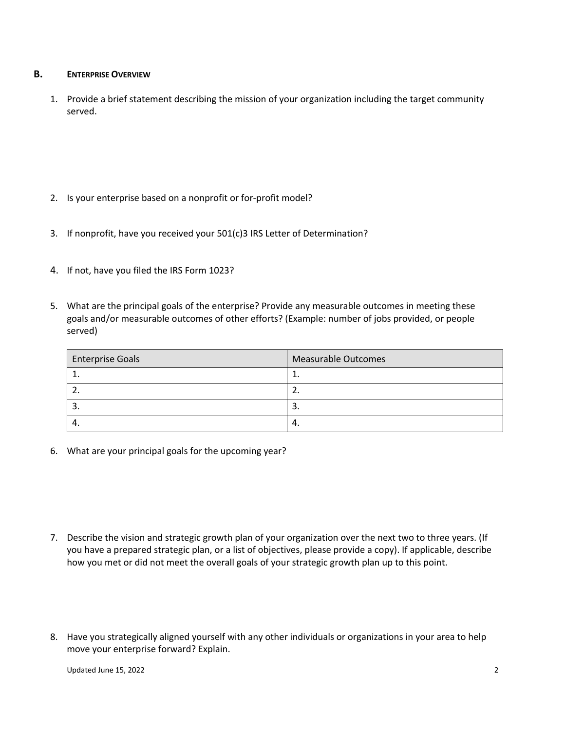## B. Enterprise Overview

1. Provide a brief statement describing the mission of your organization including the target community served.

2. Is your enterprise based on a nonprofit or for-profit model?

3. If nonprofit, have you received your 501(c)3 IRS Letter of Determination?

4. If not, have you filed the IRS Form 1023?

5. What are the principal goals of the enterprise? Provide any measurable outcomes in meeting these goals and/or measurable outcomes of other efforts? (Example: number of jobs provided, or people served)

| Enterprise Goals | Measurable Outcomes |
| --- | --- |
| 1. | 1. |
| 2. | 2. |
| 3. | 3. |
| 4. | 4. |

6. What are your principal goals for the upcoming year?

7. Describe the vision and strategic growth plan of your organization over the next two to three years. (If you have a prepared strategic plan, or a list of objectives, please provide a copy). If applicable, describe how you met or did not meet the overall goals of your strategic growth plan up to this point.

8. Have you strategically aligned yourself with any other individuals or organizations in your area to help move your enterprise forward? Explain.

Updated June 15, 2022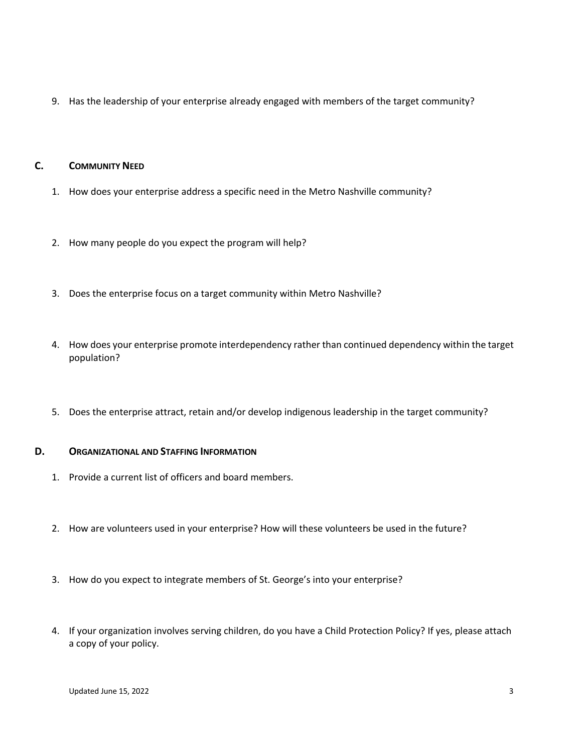9. Has the leadership of your enterprise already engaged with members of the target community?

## C. Community Need

1. How does your enterprise address a specific need in the Metro Nashville community?
2. How many people do you expect the program will help?
3. Does the enterprise focus on a target community within Metro Nashville?
4. How does your enterprise promote interdependency rather than continued dependency within the target population?
5. Does the enterprise attract, retain and/or develop indigenous leadership in the target community?

## D. Organizational and Staffing Information

1. Provide a current list of officers and board members.
2. How are volunteers used in your enterprise? How will these volunteers be used in the future?
3. How do you expect to integrate members of St. George's into your enterprise?
4. If your organization involves serving children, do you have a Child Protection Policy? If yes, please attach a copy of your policy.

Updated June 15, 2022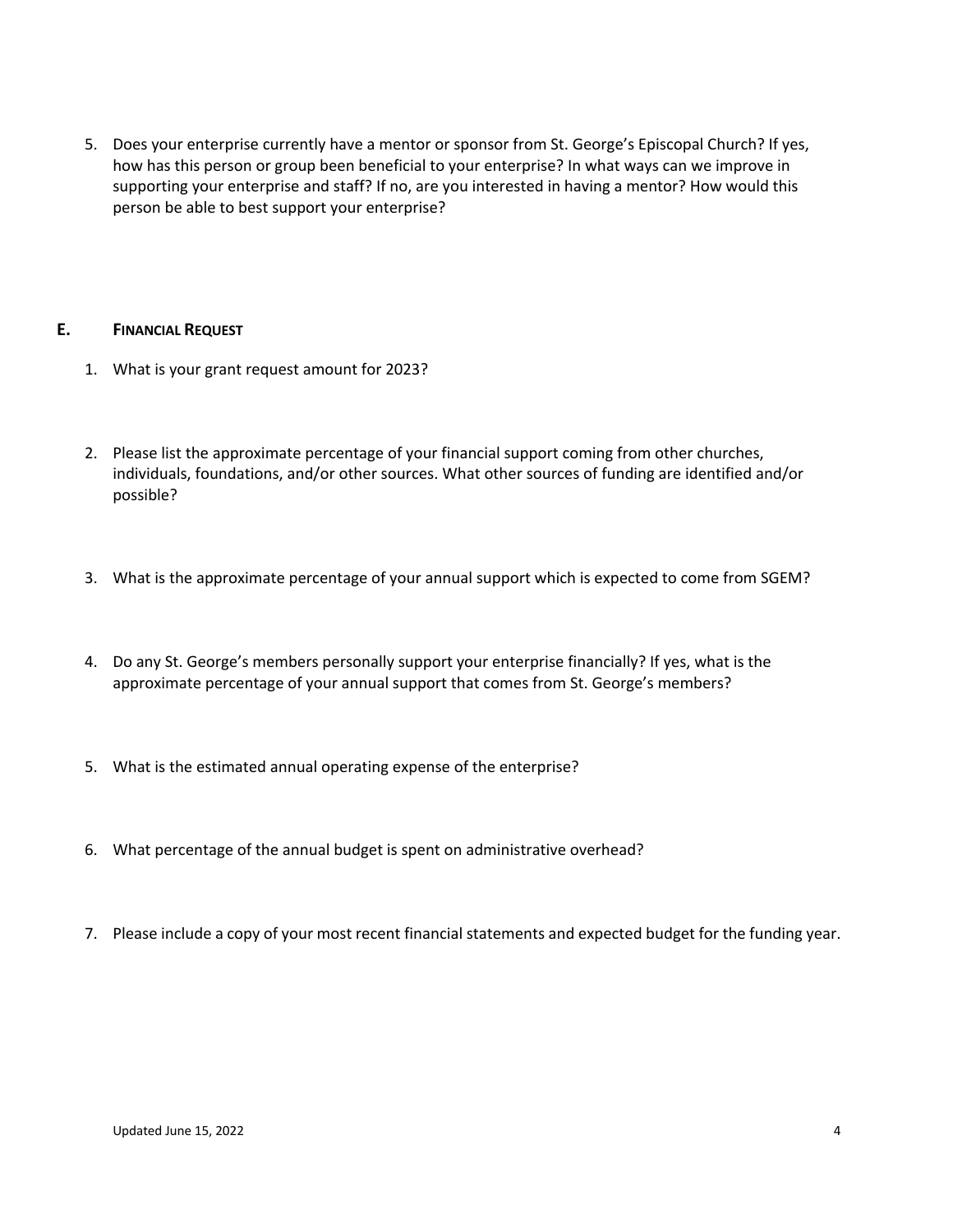5. Does your enterprise currently have a mentor or sponsor from St. George's Episcopal Church? If yes, how has this person or group been beneficial to your enterprise? In what ways can we improve in supporting your enterprise and staff? If no, are you interested in having a mentor? How would this person be able to best support your enterprise?

## E. Financial Request

1. What is your grant request amount for 2023?

2. Please list the approximate percentage of your financial support coming from other churches, individuals, foundations, and/or other sources. What other sources of funding are identified and/or possible?

3. What is the approximate percentage of your annual support which is expected to come from SGEM?

4. Do any St. George's members personally support your enterprise financially? If yes, what is the approximate percentage of your annual support that comes from St. George's members?

5. What is the estimated annual operating expense of the enterprise?

6. What percentage of the annual budget is spent on administrative overhead?

7. Please include a copy of your most recent financial statements and expected budget for the funding year.

Updated June 15, 2022